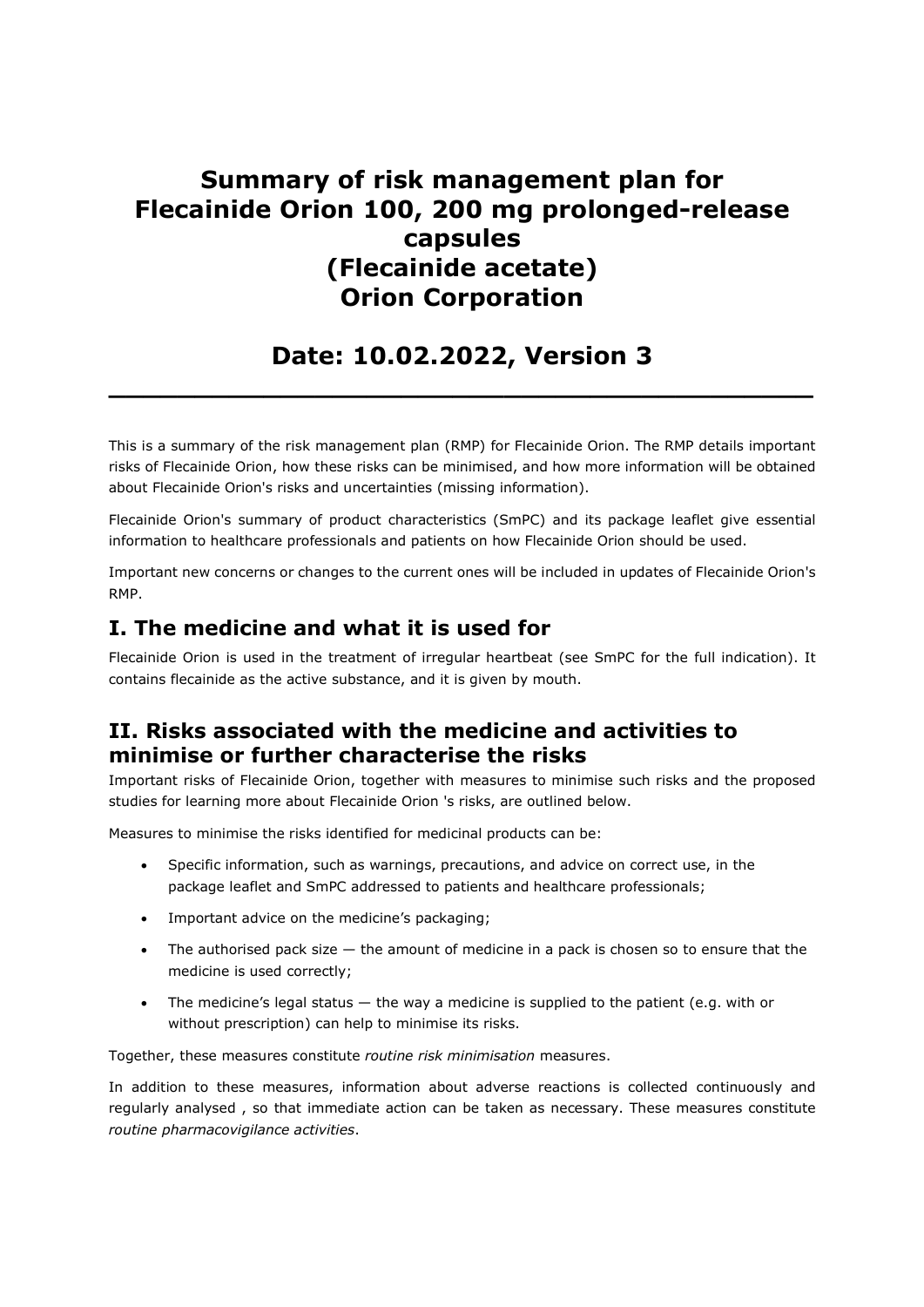# Summary of risk management plan for Flecainide Orion 100, 200 mg prolonged-release capsules (Flecainide acetate) Orion Corporation

## Date: 10.02.2022, Version 3

---

This is a summary of the risk management plan (RMP) for Flecainide Orion. The RMP details important risks of Flecainide Orion, how these risks can be minimised, and how more information will be obtained about Flecainide Orion's risks and uncertainties (missing information).

Flecainide Orion's summary of product characteristics (SmPC) and its package leaflet give essential information to healthcare professionals and patients on how Flecainide Orion should be used.

Important new concerns or changes to the current ones will be included in updates of Flecainide Orion's RMP.

## I. The medicine and what it is used for

Flecainide Orion is used in the treatment of irregular heartbeat (see SmPC for the full indication). It contains flecainide as the active substance, and it is given by mouth.

## II. Risks associated with the medicine and activities to minimise or further characterise the risks

Important risks of Flecainide Orion, together with measures to minimise such risks and the proposed studies for learning more about Flecainide Orion 's risks, are outlined below.

Measures to minimise the risks identified for medicinal products can be:

- Specific information, such as warnings, precautions, and advice on correct use, in the package leaflet and SmPC addressed to patients and healthcare professionals;
- Important advice on the medicine's packaging;
- The authorised pack size — the amount of medicine in a pack is chosen so to ensure that the medicine is used correctly;
- The medicine's legal status — the way a medicine is supplied to the patient (e.g. with or without prescription) can help to minimise its risks.

Together, these measures constitute *routine risk minimisation* measures.

In addition to these measures, information about adverse reactions is collected continuously and regularly analysed , so that immediate action can be taken as necessary. These measures constitute *routine pharmacovigilance activities*.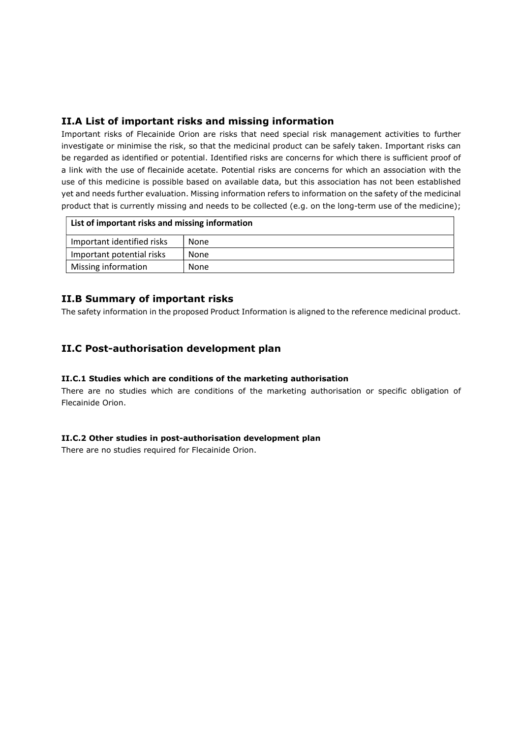## II.A List of important risks and missing information

Important risks of Flecainide Orion are risks that need special risk management activities to further investigate or minimise the risk, so that the medicinal product can be safely taken. Important risks can be regarded as identified or potential. Identified risks are concerns for which there is sufficient proof of a link with the use of flecainide acetate. Potential risks are concerns for which an association with the use of this medicine is possible based on available data, but this association has not been established yet and needs further evaluation. Missing information refers to information on the safety of the medicinal product that is currently missing and needs to be collected (e.g. on the long-term use of the medicine);

| List of important risks and missing information | |
|---|---|
| Important identified risks | None |
| Important potential risks | None |
| Missing information | None |

## II.B Summary of important risks

The safety information in the proposed Product Information is aligned to the reference medicinal product.

## II.C Post-authorisation development plan

### II.C.1 Studies which are conditions of the marketing authorisation

There are no studies which are conditions of the marketing authorisation or specific obligation of Flecainide Orion.

### II.C.2 Other studies in post-authorisation development plan

There are no studies required for Flecainide Orion.